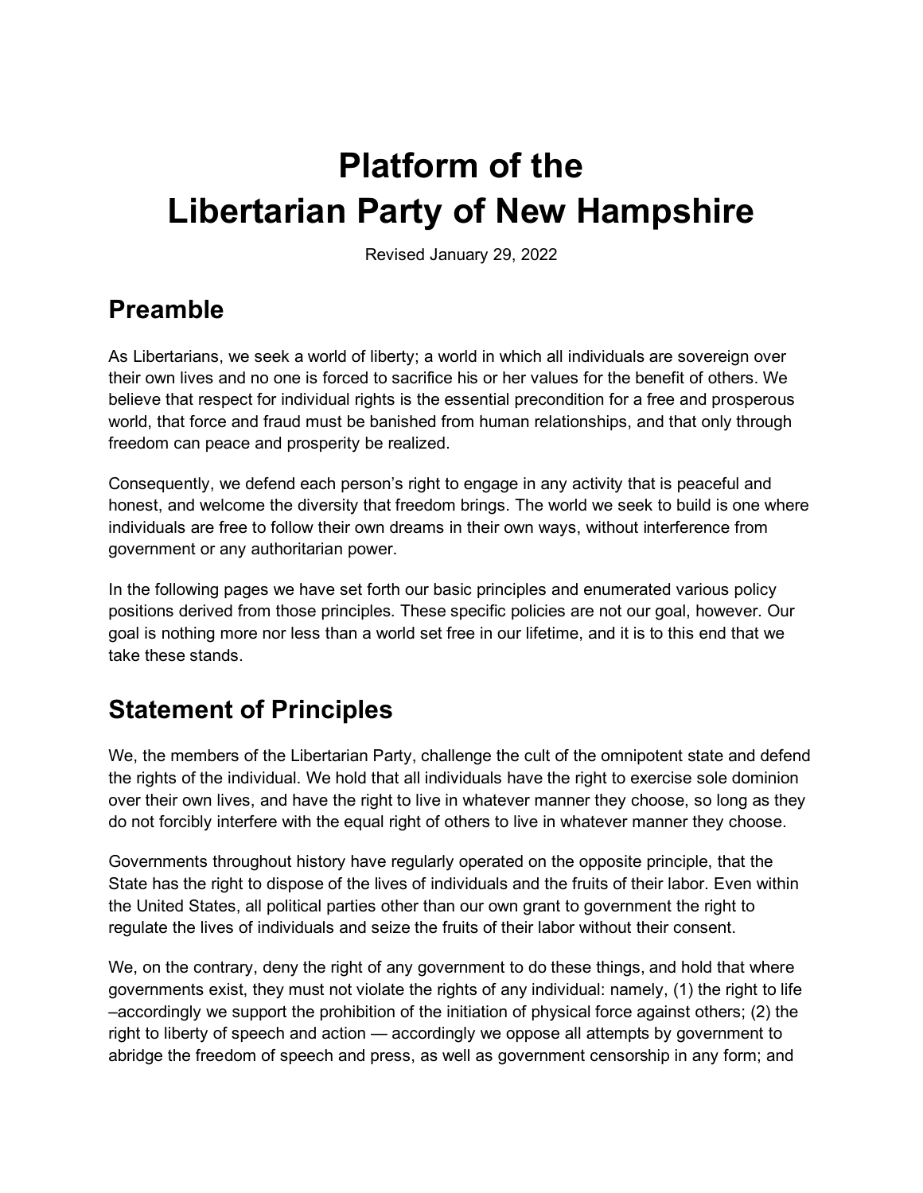# Platform of the Libertarian Party of New Hampshire

Revised January 29, 2022

## Preamble

As Libertarians, we seek a world of liberty; a world in which all individuals are sovereign over their own lives and no one is forced to sacrifice his or her values for the benefit of others. We believe that respect for individual rights is the essential precondition for a free and prosperous world, that force and fraud must be banished from human relationships, and that only through freedom can peace and prosperity be realized.

Consequently, we defend each person's right to engage in any activity that is peaceful and honest, and welcome the diversity that freedom brings. The world we seek to build is one where individuals are free to follow their own dreams in their own ways, without interference from government or any authoritarian power.

In the following pages we have set forth our basic principles and enumerated various policy positions derived from those principles. These specific policies are not our goal, however. Our goal is nothing more nor less than a world set free in our lifetime, and it is to this end that we take these stands.

## Statement of Principles

We, the members of the Libertarian Party, challenge the cult of the omnipotent state and defend the rights of the individual. We hold that all individuals have the right to exercise sole dominion over their own lives, and have the right to live in whatever manner they choose, so long as they do not forcibly interfere with the equal right of others to live in whatever manner they choose.

Governments throughout history have regularly operated on the opposite principle, that the State has the right to dispose of the lives of individuals and the fruits of their labor. Even within the United States, all political parties other than our own grant to government the right to regulate the lives of individuals and seize the fruits of their labor without their consent.

We, on the contrary, deny the right of any government to do these things, and hold that where governments exist, they must not violate the rights of any individual: namely, (1) the right to life –accordingly we support the prohibition of the initiation of physical force against others; (2) the right to liberty of speech and action — accordingly we oppose all attempts by government to abridge the freedom of speech and press, as well as government censorship in any form; and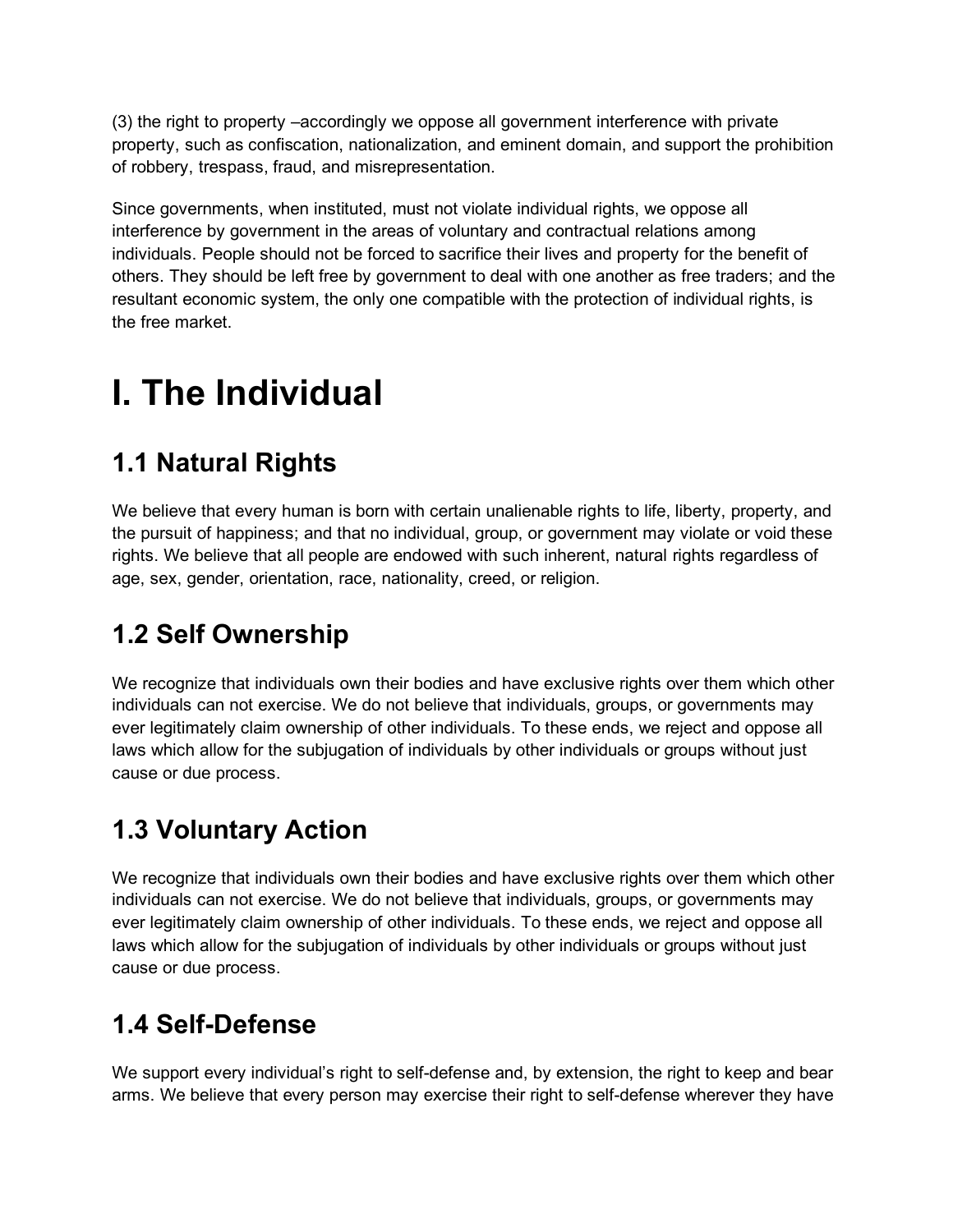(3) the right to property –accordingly we oppose all government interference with private property, such as confiscation, nationalization, and eminent domain, and support the prohibition of robbery, trespass, fraud, and misrepresentation.

Since governments, when instituted, must not violate individual rights, we oppose all interference by government in the areas of voluntary and contractual relations among individuals. People should not be forced to sacrifice their lives and property for the benefit of others. They should be left free by government to deal with one another as free traders; and the resultant economic system, the only one compatible with the protection of individual rights, is the free market.

# I. The Individual

## 1.1 Natural Rights

We believe that every human is born with certain unalienable rights to life, liberty, property, and the pursuit of happiness; and that no individual, group, or government may violate or void these rights. We believe that all people are endowed with such inherent, natural rights regardless of age, sex, gender, orientation, race, nationality, creed, or religion.

## 1.2 Self Ownership

We recognize that individuals own their bodies and have exclusive rights over them which other individuals can not exercise. We do not believe that individuals, groups, or governments may ever legitimately claim ownership of other individuals. To these ends, we reject and oppose all laws which allow for the subjugation of individuals by other individuals or groups without just cause or due process.

## 1.3 Voluntary Action

We recognize that individuals own their bodies and have exclusive rights over them which other individuals can not exercise. We do not believe that individuals, groups, or governments may ever legitimately claim ownership of other individuals. To these ends, we reject and oppose all laws which allow for the subjugation of individuals by other individuals or groups without just cause or due process.

## 1.4 Self-Defense

We support every individual's right to self-defense and, by extension, the right to keep and bear arms. We believe that every person may exercise their right to self-defense wherever they have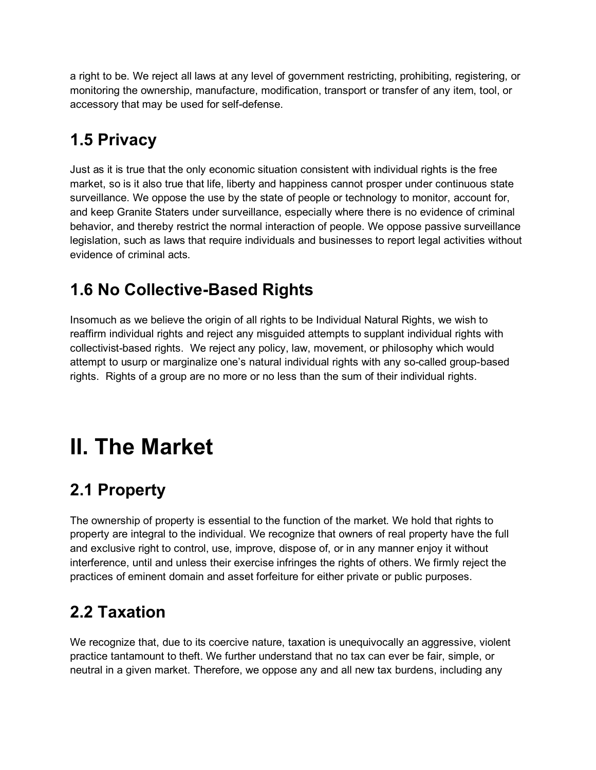a right to be. We reject all laws at any level of government restricting, prohibiting, registering, or monitoring the ownership, manufacture, modification, transport or transfer of any item, tool, or accessory that may be used for self-defense.

## 1.5 Privacy

Just as it is true that the only economic situation consistent with individual rights is the free market, so is it also true that life, liberty and happiness cannot prosper under continuous state surveillance. We oppose the use by the state of people or technology to monitor, account for, and keep Granite Staters under surveillance, especially where there is no evidence of criminal behavior, and thereby restrict the normal interaction of people. We oppose passive surveillance legislation, such as laws that require individuals and businesses to report legal activities without evidence of criminal acts.

## 1.6 No Collective-Based Rights

Insomuch as we believe the origin of all rights to be Individual Natural Rights, we wish to reaffirm individual rights and reject any misguided attempts to supplant individual rights with collectivist-based rights. We reject any policy, law, movement, or philosophy which would attempt to usurp or marginalize one's natural individual rights with any so-called group-based rights. Rights of a group are no more or no less than the sum of their individual rights.

# II. The Market

## 2.1 Property

The ownership of property is essential to the function of the market. We hold that rights to property are integral to the individual. We recognize that owners of real property have the full and exclusive right to control, use, improve, dispose of, or in any manner enjoy it without interference, until and unless their exercise infringes the rights of others. We firmly reject the practices of eminent domain and asset forfeiture for either private or public purposes.

## 2.2 Taxation

We recognize that, due to its coercive nature, taxation is unequivocally an aggressive, violent practice tantamount to theft. We further understand that no tax can ever be fair, simple, or neutral in a given market. Therefore, we oppose any and all new tax burdens, including any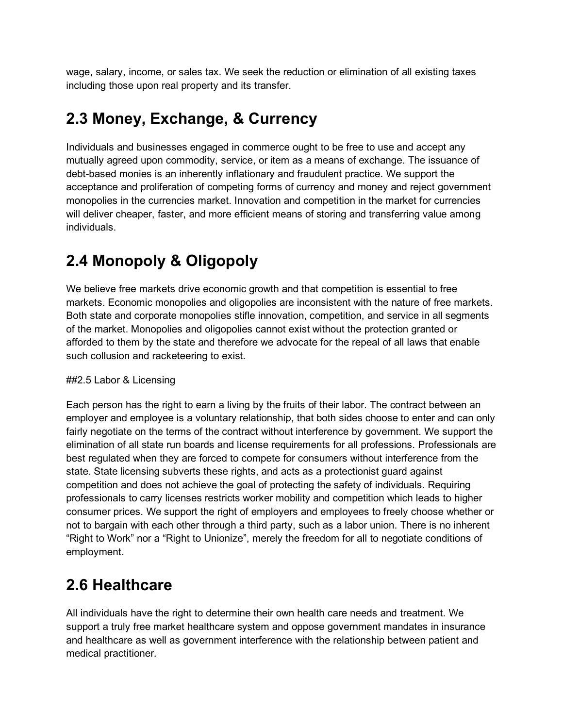wage, salary, income, or sales tax. We seek the reduction or elimination of all existing taxes including those upon real property and its transfer.

## 2.3 Money, Exchange, & Currency

Individuals and businesses engaged in commerce ought to be free to use and accept any mutually agreed upon commodity, service, or item as a means of exchange. The issuance of debt-based monies is an inherently inflationary and fraudulent practice. We support the acceptance and proliferation of competing forms of currency and money and reject government monopolies in the currencies market. Innovation and competition in the market for currencies will deliver cheaper, faster, and more efficient means of storing and transferring value among individuals.

## 2.4 Monopoly & Oligopoly

We believe free markets drive economic growth and that competition is essential to free markets. Economic monopolies and oligopolies are inconsistent with the nature of free markets. Both state and corporate monopolies stifle innovation, competition, and service in all segments of the market. Monopolies and oligopolies cannot exist without the protection granted or afforded to them by the state and therefore we advocate for the repeal of all laws that enable such collusion and racketeering to exist.

##2.5 Labor & Licensing

Each person has the right to earn a living by the fruits of their labor. The contract between an employer and employee is a voluntary relationship, that both sides choose to enter and can only fairly negotiate on the terms of the contract without interference by government. We support the elimination of all state run boards and license requirements for all professions. Professionals are best regulated when they are forced to compete for consumers without interference from the state. State licensing subverts these rights, and acts as a protectionist guard against competition and does not achieve the goal of protecting the safety of individuals. Requiring professionals to carry licenses restricts worker mobility and competition which leads to higher consumer prices. We support the right of employers and employees to freely choose whether or not to bargain with each other through a third party, such as a labor union. There is no inherent "Right to Work" nor a "Right to Unionize", merely the freedom for all to negotiate conditions of employment.

## 2.6 Healthcare

All individuals have the right to determine their own health care needs and treatment. We support a truly free market healthcare system and oppose government mandates in insurance and healthcare as well as government interference with the relationship between patient and medical practitioner.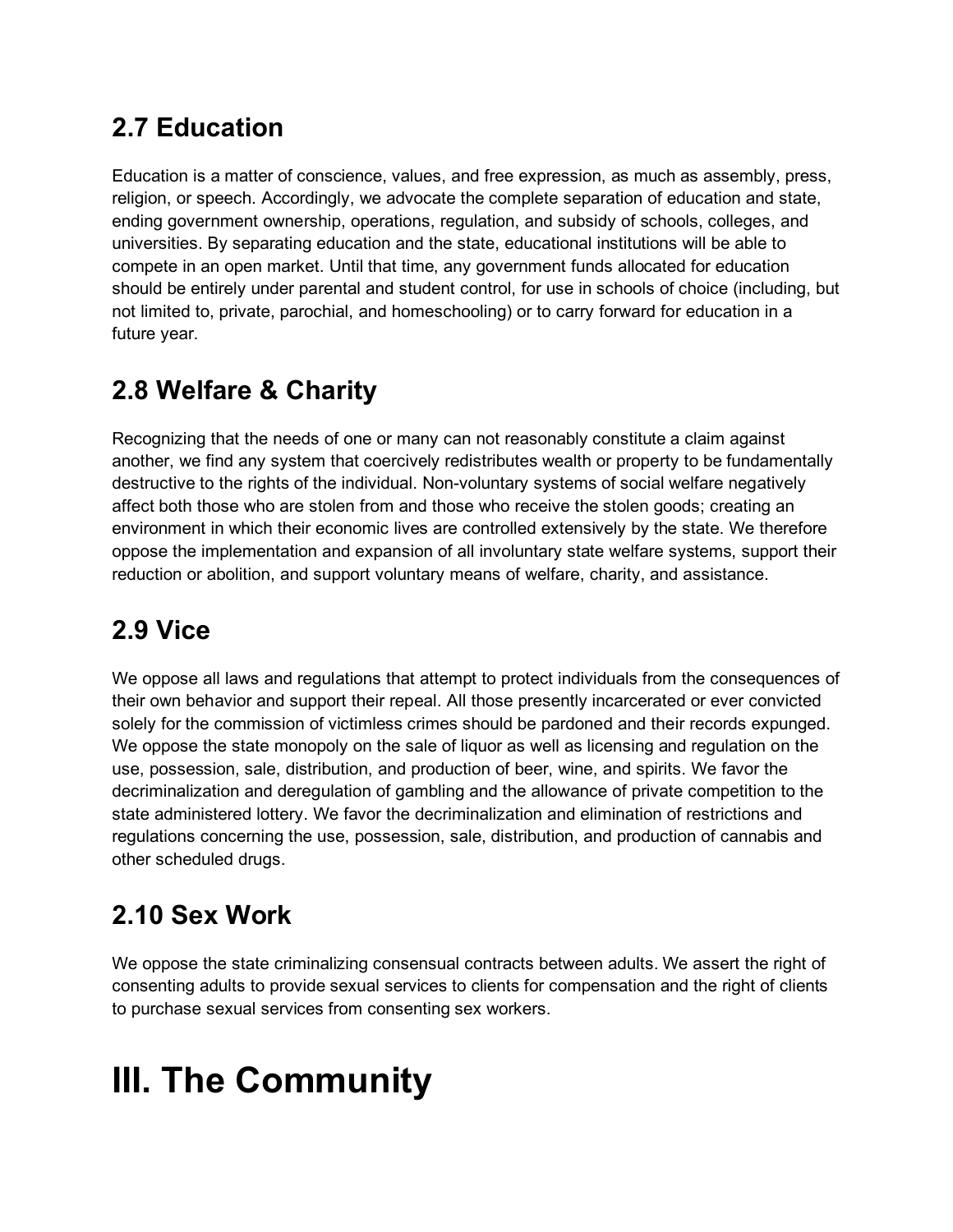## 2.7 Education

Education is a matter of conscience, values, and free expression, as much as assembly, press, religion, or speech. Accordingly, we advocate the complete separation of education and state, ending government ownership, operations, regulation, and subsidy of schools, colleges, and universities. By separating education and the state, educational institutions will be able to compete in an open market. Until that time, any government funds allocated for education should be entirely under parental and student control, for use in schools of choice (including, but not limited to, private, parochial, and homeschooling) or to carry forward for education in a future year.

## 2.8 Welfare & Charity

Recognizing that the needs of one or many can not reasonably constitute a claim against another, we find any system that coercively redistributes wealth or property to be fundamentally destructive to the rights of the individual. Non-voluntary systems of social welfare negatively affect both those who are stolen from and those who receive the stolen goods; creating an environment in which their economic lives are controlled extensively by the state. We therefore oppose the implementation and expansion of all involuntary state welfare systems, support their reduction or abolition, and support voluntary means of welfare, charity, and assistance.

## 2.9 Vice

We oppose all laws and regulations that attempt to protect individuals from the consequences of their own behavior and support their repeal. All those presently incarcerated or ever convicted solely for the commission of victimless crimes should be pardoned and their records expunged. We oppose the state monopoly on the sale of liquor as well as licensing and regulation on the use, possession, sale, distribution, and production of beer, wine, and spirits. We favor the decriminalization and deregulation of gambling and the allowance of private competition to the state administered lottery. We favor the decriminalization and elimination of restrictions and regulations concerning the use, possession, sale, distribution, and production of cannabis and other scheduled drugs.

## 2.10 Sex Work

We oppose the state criminalizing consensual contracts between adults. We assert the right of consenting adults to provide sexual services to clients for compensation and the right of clients to purchase sexual services from consenting sex workers.

# III. The Community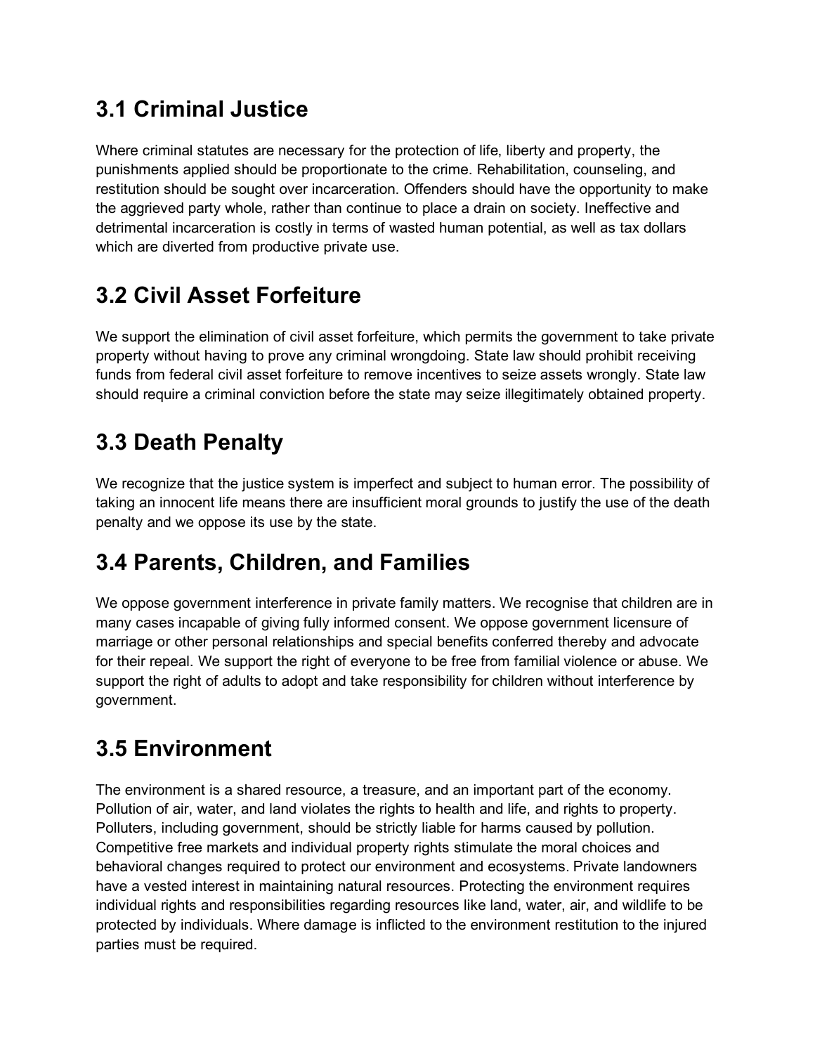## 3.1 Criminal Justice

Where criminal statutes are necessary for the protection of life, liberty and property, the punishments applied should be proportionate to the crime. Rehabilitation, counseling, and restitution should be sought over incarceration. Offenders should have the opportunity to make the aggrieved party whole, rather than continue to place a drain on society. Ineffective and detrimental incarceration is costly in terms of wasted human potential, as well as tax dollars which are diverted from productive private use.

## 3.2 Civil Asset Forfeiture

We support the elimination of civil asset forfeiture, which permits the government to take private property without having to prove any criminal wrongdoing. State law should prohibit receiving funds from federal civil asset forfeiture to remove incentives to seize assets wrongly. State law should require a criminal conviction before the state may seize illegitimately obtained property.

## 3.3 Death Penalty

We recognize that the justice system is imperfect and subject to human error. The possibility of taking an innocent life means there are insufficient moral grounds to justify the use of the death penalty and we oppose its use by the state.

## 3.4 Parents, Children, and Families

We oppose government interference in private family matters. We recognise that children are in many cases incapable of giving fully informed consent. We oppose government licensure of marriage or other personal relationships and special benefits conferred thereby and advocate for their repeal. We support the right of everyone to be free from familial violence or abuse. We support the right of adults to adopt and take responsibility for children without interference by government.

## 3.5 Environment

The environment is a shared resource, a treasure, and an important part of the economy. Pollution of air, water, and land violates the rights to health and life, and rights to property. Polluters, including government, should be strictly liable for harms caused by pollution. Competitive free markets and individual property rights stimulate the moral choices and behavioral changes required to protect our environment and ecosystems. Private landowners have a vested interest in maintaining natural resources. Protecting the environment requires individual rights and responsibilities regarding resources like land, water, air, and wildlife to be protected by individuals. Where damage is inflicted to the environment restitution to the injured parties must be required.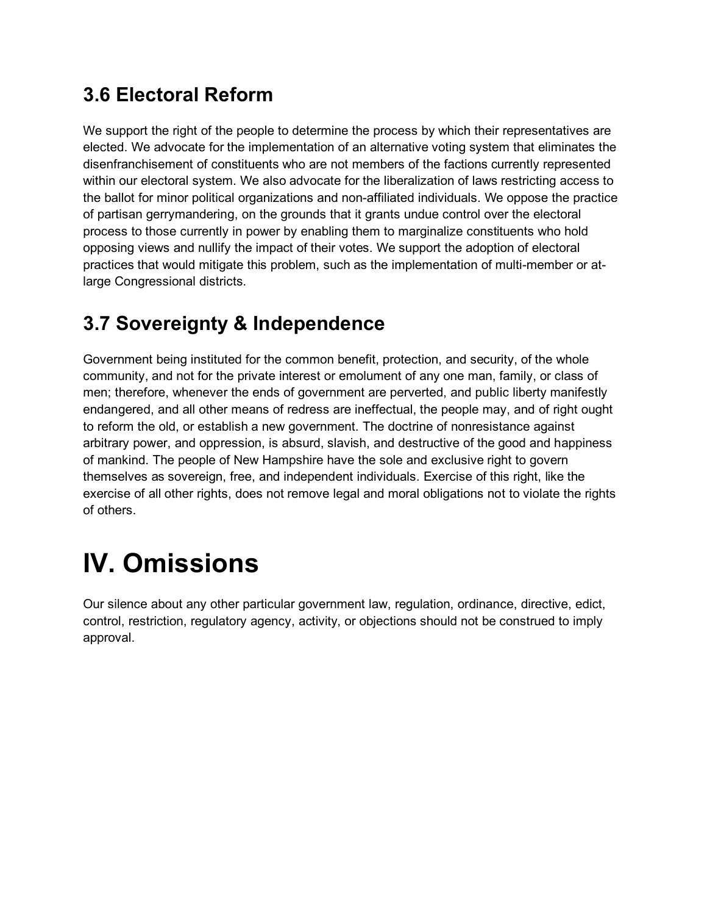## 3.6 Electoral Reform

We support the right of the people to determine the process by which their representatives are elected. We advocate for the implementation of an alternative voting system that eliminates the disenfranchisement of constituents who are not members of the factions currently represented within our electoral system. We also advocate for the liberalization of laws restricting access to the ballot for minor political organizations and non-affiliated individuals. We oppose the practice of partisan gerrymandering, on the grounds that it grants undue control over the electoral process to those currently in power by enabling them to marginalize constituents who hold opposing views and nullify the impact of their votes. We support the adoption of electoral practices that would mitigate this problem, such as the implementation of multi-member or at-large Congressional districts.

## 3.7 Sovereignty & Independence

Government being instituted for the common benefit, protection, and security, of the whole community, and not for the private interest or emolument of any one man, family, or class of men; therefore, whenever the ends of government are perverted, and public liberty manifestly endangered, and all other means of redress are ineffectual, the people may, and of right ought to reform the old, or establish a new government. The doctrine of nonresistance against arbitrary power, and oppression, is absurd, slavish, and destructive of the good and happiness of mankind. The people of New Hampshire have the sole and exclusive right to govern themselves as sovereign, free, and independent individuals. Exercise of this right, like the exercise of all other rights, does not remove legal and moral obligations not to violate the rights of others.

# IV. Omissions

Our silence about any other particular government law, regulation, ordinance, directive, edict, control, restriction, regulatory agency, activity, or objections should not be construed to imply approval.